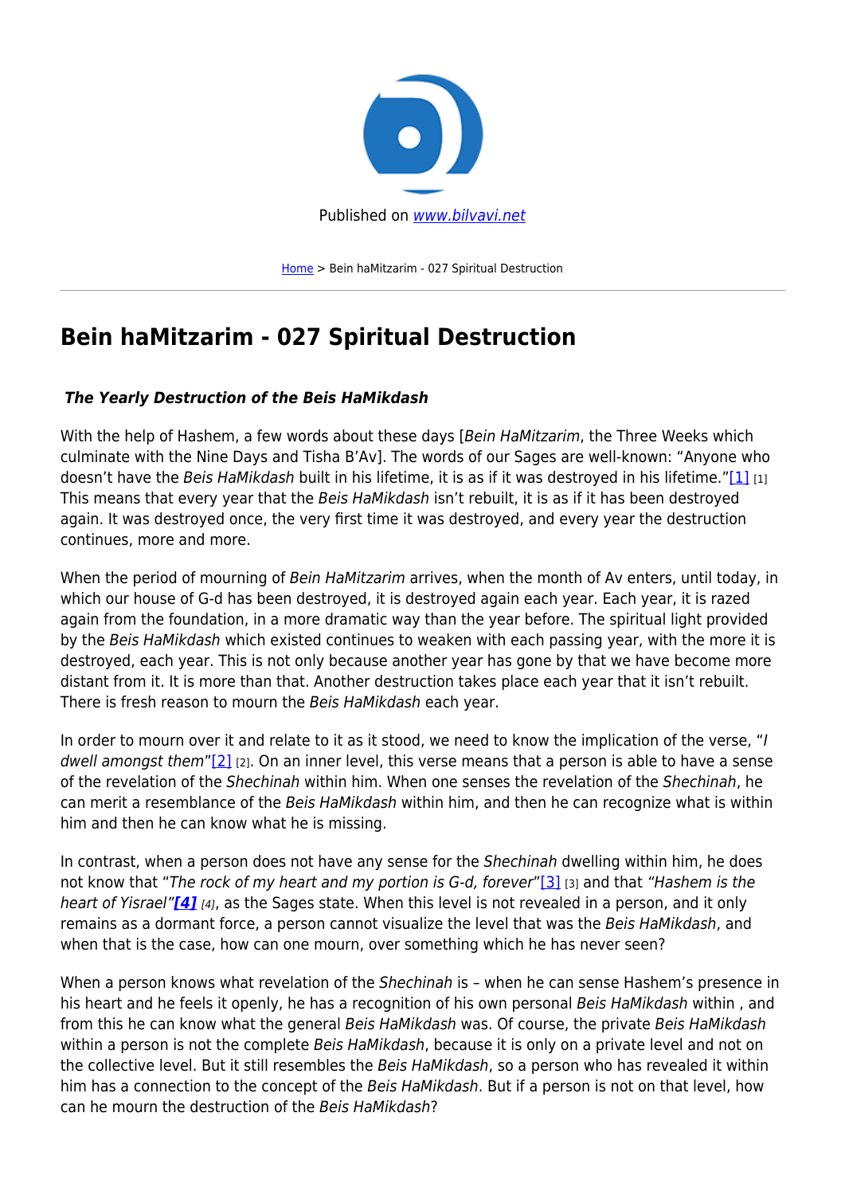Published on www.bilvavi.net

Home > Bein haMitzarim - 027 Spiritual Destruction

# Bein haMitzarim - 027 Spiritual Destruction

### *The Yearly Destruction of the Beis HaMikdash*

With the help of Hashem, a few words about these days [*Bein HaMitzarim*, the Three Weeks which culminate with the Nine Days and Tisha B'Av]. The words of our Sages are well-known: "Anyone who doesn't have the *Beis HaMikdash* built in his lifetime, it is as if it was destroyed in his lifetime."[1] This means that every year that the *Beis HaMikdash* isn't rebuilt, it is as if it has been destroyed again. It was destroyed once, the very first time it was destroyed, and every year the destruction continues, more and more.

When the period of mourning of *Bein HaMitzarim* arrives, when the month of Av enters, until today, in which our house of G-d has been destroyed, it is destroyed again each year. Each year, it is razed again from the foundation, in a more dramatic way than the year before. The spiritual light provided by the *Beis HaMikdash* which existed continues to weaken with each passing year, with the more it is destroyed, each year. This is not only because another year has gone by that we have become more distant from it. It is more than that. Another destruction takes place each year that it isn't rebuilt. There is fresh reason to mourn the *Beis HaMikdash* each year.

In order to mourn over it and relate to it as it stood, we need to know the implication of the verse, "*I dwell amongst them*"[2]. On an inner level, this verse means that a person is able to have a sense of the revelation of the *Shechinah* within him. When one senses the revelation of the *Shechinah*, he can merit a resemblance of the *Beis HaMikdash* within him, and then he can recognize what is within him and then he can know what he is missing.

In contrast, when a person does not have any sense for the *Shechinah* dwelling within him, he does not know that "*The rock of my heart and my portion is G-d, forever*"[3] and that *"Hashem is the heart of Yisrael"*[4], as the Sages state. When this level is not revealed in a person, and it only remains as a dormant force, a person cannot visualize the level that was the *Beis HaMikdash*, and when that is the case, how can one mourn, over something which he has never seen?

When a person knows what revelation of the *Shechinah* is – when he can sense Hashem's presence in his heart and he feels it openly, he has a recognition of his own personal *Beis HaMikdash* within , and from this he can know what the general *Beis HaMikdash* was. Of course, the private *Beis HaMikdash* within a person is not the complete *Beis HaMikdash*, because it is only on a private level and not on the collective level. But it still resembles the *Beis HaMikdash*, so a person who has revealed it within him has a connection to the concept of the *Beis HaMikdash*. But if a person is not on that level, how can he mourn the destruction of the *Beis HaMikdash*?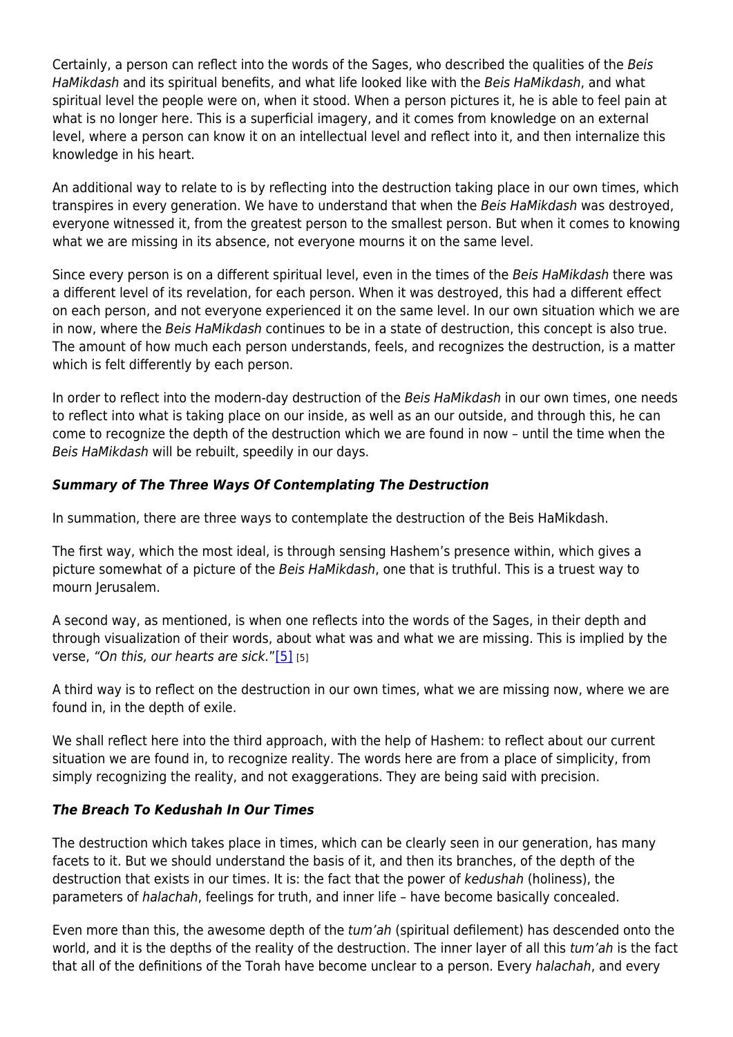Certainly, a person can reflect into the words of the Sages, who described the qualities of the *Beis HaMikdash* and its spiritual benefits, and what life looked like with the *Beis HaMikdash*, and what spiritual level the people were on, when it stood. When a person pictures it, he is able to feel pain at what is no longer here. This is a superficial imagery, and it comes from knowledge on an external level, where a person can know it on an intellectual level and reflect into it, and then internalize this knowledge in his heart.

An additional way to relate to is by reflecting into the destruction taking place in our own times, which transpires in every generation. We have to understand that when the *Beis HaMikdash* was destroyed, everyone witnessed it, from the greatest person to the smallest person. But when it comes to knowing what we are missing in its absence, not everyone mourns it on the same level.

Since every person is on a different spiritual level, even in the times of the *Beis HaMikdash* there was a different level of its revelation, for each person. When it was destroyed, this had a different effect on each person, and not everyone experienced it on the same level. In our own situation which we are in now, where the *Beis HaMikdash* continues to be in a state of destruction, this concept is also true. The amount of how much each person understands, feels, and recognizes the destruction, is a matter which is felt differently by each person.

In order to reflect into the modern-day destruction of the *Beis HaMikdash* in our own times, one needs to reflect into what is taking place on our inside, as well as an our outside, and through this, he can come to recognize the depth of the destruction which we are found in now – until the time when the *Beis HaMikdash* will be rebuilt, speedily in our days.

### ***Summary of The Three Ways Of Contemplating The Destruction***

In summation, there are three ways to contemplate the destruction of the Beis HaMikdash.

The first way, which the most ideal, is through sensing Hashem's presence within, which gives a picture somewhat of a picture of the *Beis HaMikdash*, one that is truthful. This is a truest way to mourn Jerusalem.

A second way, as mentioned, is when one reflects into the words of the Sages, in their depth and through visualization of their words, about what was and what we are missing. This is implied by the verse, *"On this, our hearts are sick."*[5] [5]

A third way is to reflect on the destruction in our own times, what we are missing now, where we are found in, in the depth of exile.

We shall reflect here into the third approach, with the help of Hashem: to reflect about our current situation we are found in, to recognize reality. The words here are from a place of simplicity, from simply recognizing the reality, and not exaggerations. They are being said with precision.

### ***The Breach To Kedushah In Our Times***

The destruction which takes place in times, which can be clearly seen in our generation, has many facets to it. But we should understand the basis of it, and then its branches, of the depth of the destruction that exists in our times. It is: the fact that the power of *kedushah* (holiness), the parameters of *halachah*, feelings for truth, and inner life – have become basically concealed.

Even more than this, the awesome depth of the *tum'ah* (spiritual defilement) has descended onto the world, and it is the depths of the reality of the destruction. The inner layer of all this *tum'ah* is the fact that all of the definitions of the Torah have become unclear to a person. Every *halachah*, and every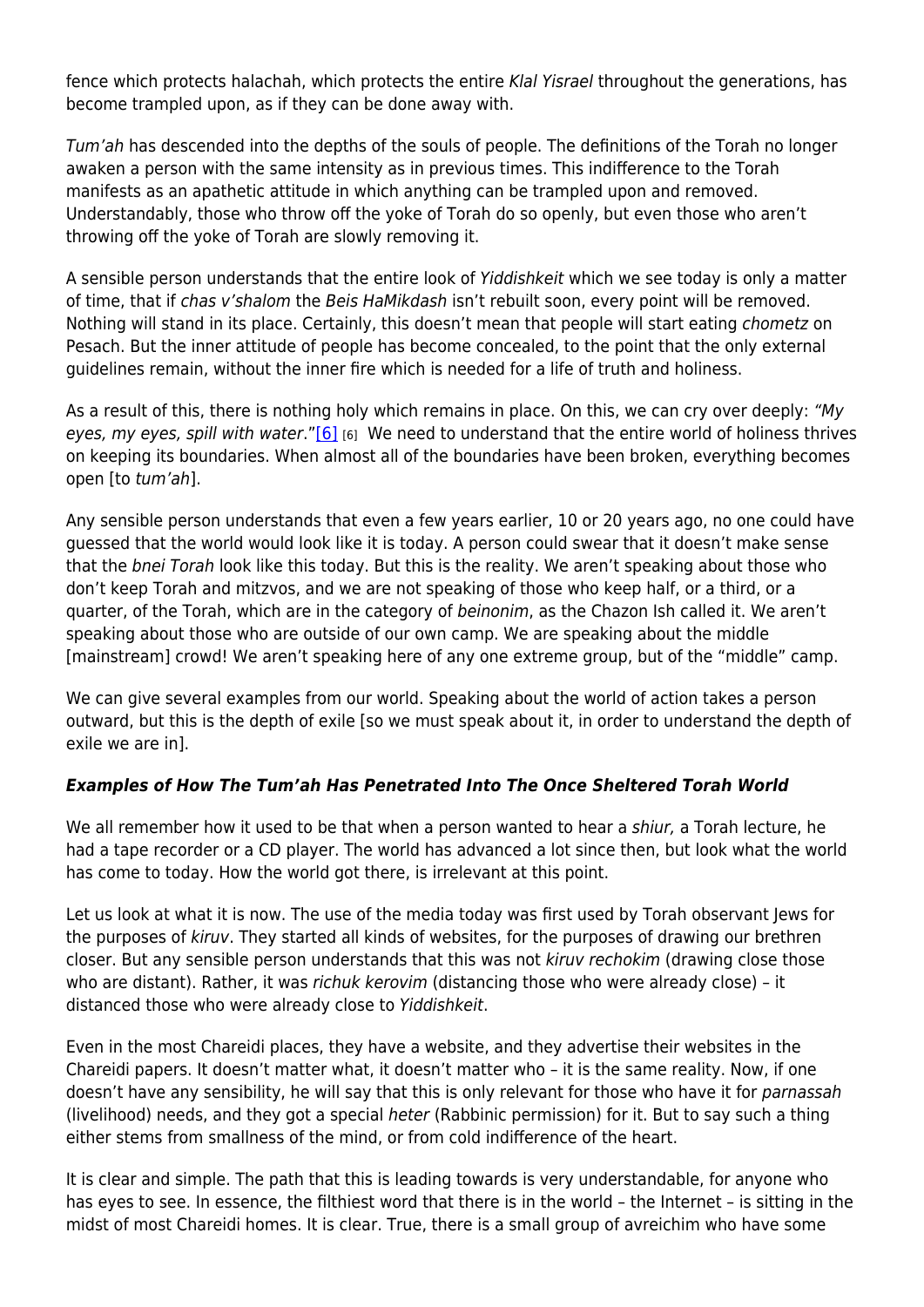fence which protects halachah, which protects the entire *Klal Yisrael* throughout the generations, has become trampled upon, as if they can be done away with.

*Tum'ah* has descended into the depths of the souls of people. The definitions of the Torah no longer awaken a person with the same intensity as in previous times. This indifference to the Torah manifests as an apathetic attitude in which anything can be trampled upon and removed. Understandably, those who throw off the yoke of Torah do so openly, but even those who aren't throwing off the yoke of Torah are slowly removing it.

A sensible person understands that the entire look of *Yiddishkeit* which we see today is only a matter of time, that if *chas v'shalom* the *Beis HaMikdash* isn't rebuilt soon, every point will be removed. Nothing will stand in its place. Certainly, this doesn't mean that people will start eating *chometz* on Pesach. But the inner attitude of people has become concealed, to the point that the only external guidelines remain, without the inner fire which is needed for a life of truth and holiness.

As a result of this, there is nothing holy which remains in place. On this, we can cry over deeply: *"My eyes, my eyes, spill with water*."[6] [6] We need to understand that the entire world of holiness thrives on keeping its boundaries. When almost all of the boundaries have been broken, everything becomes open [to *tum'ah*].

Any sensible person understands that even a few years earlier, 10 or 20 years ago, no one could have guessed that the world would look like it is today. A person could swear that it doesn't make sense that the *bnei Torah* look like this today. But this is the reality. We aren't speaking about those who don't keep Torah and mitzvos, and we are not speaking of those who keep half, or a third, or a quarter, of the Torah, which are in the category of *beinonim*, as the Chazon Ish called it. We aren't speaking about those who are outside of our own camp. We are speaking about the middle [mainstream] crowd! We aren't speaking here of any one extreme group, but of the "middle" camp.

We can give several examples from our world. Speaking about the world of action takes a person outward, but this is the depth of exile [so we must speak about it, in order to understand the depth of exile we are in].

### ***Examples of How The Tum'ah Has Penetrated Into The Once Sheltered Torah World***

We all remember how it used to be that when a person wanted to hear a *shiur,* a Torah lecture, he had a tape recorder or a CD player. The world has advanced a lot since then, but look what the world has come to today. How the world got there, is irrelevant at this point.

Let us look at what it is now. The use of the media today was first used by Torah observant Jews for the purposes of *kiruv*. They started all kinds of websites, for the purposes of drawing our brethren closer. But any sensible person understands that this was not *kiruv rechokim* (drawing close those who are distant). Rather, it was *richuk kerovim* (distancing those who were already close) – it distanced those who were already close to *Yiddishkeit*.

Even in the most Chareidi places, they have a website, and they advertise their websites in the Chareidi papers. It doesn't matter what, it doesn't matter who – it is the same reality. Now, if one doesn't have any sensibility, he will say that this is only relevant for those who have it for *parnassah* (livelihood) needs, and they got a special *heter* (Rabbinic permission) for it. But to say such a thing either stems from smallness of the mind, or from cold indifference of the heart.

It is clear and simple. The path that this is leading towards is very understandable, for anyone who has eyes to see. In essence, the filthiest word that there is in the world – the Internet – is sitting in the midst of most Chareidi homes. It is clear. True, there is a small group of avreichim who have some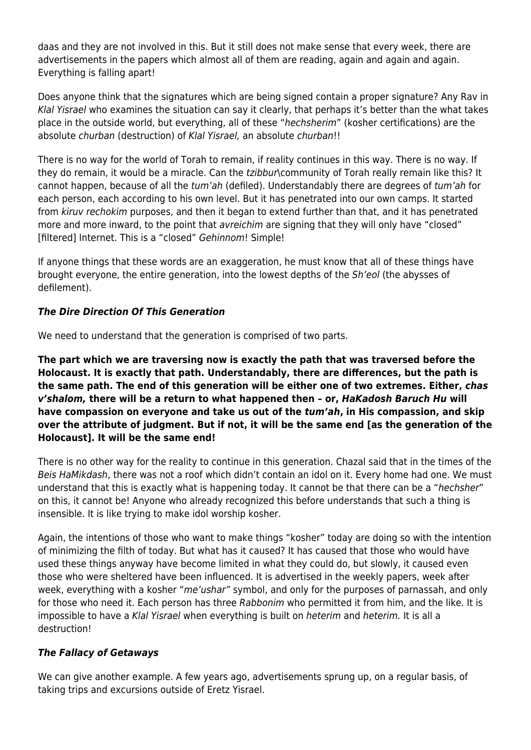daas and they are not involved in this. But it still does not make sense that every week, there are advertisements in the papers which almost all of them are reading, again and again and again. Everything is falling apart!

Does anyone think that the signatures which are being signed contain a proper signature? Any Rav in *Klal Yisrael* who examines the situation can say it clearly, that perhaps it's better than the what takes place in the outside world, but everything, all of these "*hechsherim*" (kosher certifications) are the absolute *churban* (destruction) of *Klal Yisrael,* an absolute *churban*!!

There is no way for the world of Torah to remain, if reality continues in this way. There is no way. If they do remain, it would be a miracle. Can the *tzibbur*\community of Torah really remain like this? It cannot happen, because of all the *tum'ah* (defiled). Understandably there are degrees of *tum'ah* for each person, each according to his own level. But it has penetrated into our own camps. It started from *kiruv rechokim* purposes, and then it began to extend further than that, and it has penetrated more and more inward, to the point that *avreichim* are signing that they will only have "closed" [filtered] Internet. This is a "closed" *Gehinnom*! Simple!

If anyone things that these words are an exaggeration, he must know that all of these things have brought everyone, the entire generation, into the lowest depths of the *Sh'eol* (the abysses of defilement).

### ***The Dire Direction Of This Generation***

We need to understand that the generation is comprised of two parts.

**The part which we are traversing now is exactly the path that was traversed before the Holocaust. It is exactly that path. Understandably, there are differences, but the path is the same path. The end of this generation will be either one of two extremes. Either, *chas v'shalom,* there will be a return to what happened then – or, *HaKadosh Baruch Hu* will have compassion on everyone and take us out of the *tum'ah*, in His compassion, and skip over the attribute of judgment. But if not, it will be the same end [as the generation of the Holocaust]. It will be the same end!**

There is no other way for the reality to continue in this generation. Chazal said that in the times of the *Beis HaMikdash*, there was not a roof which didn't contain an idol on it. Every home had one. We must understand that this is exactly what is happening today. It cannot be that there can be a "*hechsher*" on this, it cannot be! Anyone who already recognized this before understands that such a thing is insensible. It is like trying to make idol worship kosher.

Again, the intentions of those who want to make things "kosher" today are doing so with the intention of minimizing the filth of today. But what has it caused? It has caused that those who would have used these things anyway have become limited in what they could do, but slowly, it caused even those who were sheltered have been influenced. It is advertised in the weekly papers, week after week, everything with a kosher "*me'ushar*" symbol, and only for the purposes of parnassah, and only for those who need it. Each person has three *Rabbonim* who permitted it from him, and the like. It is impossible to have a *Klal Yisrael* when everything is built on *heterim* and *heterim.* It is all a destruction!

### ***The Fallacy of Getaways***

We can give another example. A few years ago, advertisements sprung up, on a regular basis, of taking trips and excursions outside of Eretz Yisrael.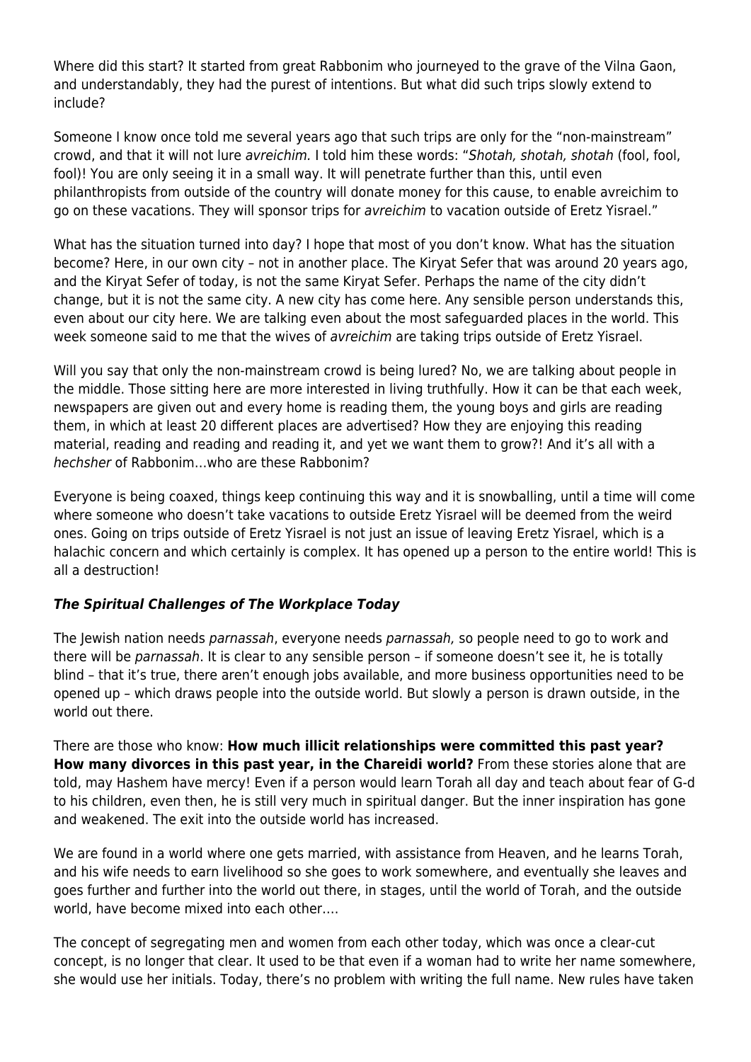Where did this start? It started from great Rabbonim who journeyed to the grave of the Vilna Gaon, and understandably, they had the purest of intentions. But what did such trips slowly extend to include?

Someone I know once told me several years ago that such trips are only for the "non-mainstream" crowd, and that it will not lure *avreichim.* I told him these words: "*Shotah, shotah, shotah* (fool, fool, fool)! You are only seeing it in a small way. It will penetrate further than this, until even philanthropists from outside of the country will donate money for this cause, to enable avreichim to go on these vacations. They will sponsor trips for *avreichim* to vacation outside of Eretz Yisrael."

What has the situation turned into day? I hope that most of you don't know. What has the situation become? Here, in our own city – not in another place. The Kiryat Sefer that was around 20 years ago, and the Kiryat Sefer of today, is not the same Kiryat Sefer. Perhaps the name of the city didn't change, but it is not the same city. A new city has come here. Any sensible person understands this, even about our city here. We are talking even about the most safeguarded places in the world. This week someone said to me that the wives of *avreichim* are taking trips outside of Eretz Yisrael.

Will you say that only the non-mainstream crowd is being lured? No, we are talking about people in the middle. Those sitting here are more interested in living truthfully. How it can be that each week, newspapers are given out and every home is reading them, the young boys and girls are reading them, in which at least 20 different places are advertised? How they are enjoying this reading material, reading and reading and reading it, and yet we want them to grow?! And it's all with a *hechsher* of Rabbonim…who are these Rabbonim?

Everyone is being coaxed, things keep continuing this way and it is snowballing, until a time will come where someone who doesn't take vacations to outside Eretz Yisrael will be deemed from the weird ones. Going on trips outside of Eretz Yisrael is not just an issue of leaving Eretz Yisrael, which is a halachic concern and which certainly is complex. It has opened up a person to the entire world! This is all a destruction!

### ***The Spiritual Challenges of The Workplace Today***

The Jewish nation needs *parnassah*, everyone needs *parnassah,* so people need to go to work and there will be *parnassah*. It is clear to any sensible person – if someone doesn't see it, he is totally blind – that it's true, there aren't enough jobs available, and more business opportunities need to be opened up – which draws people into the outside world. But slowly a person is drawn outside, in the world out there.

There are those who know: **How much illicit relationships were committed this past year? How many divorces in this past year, in the Chareidi world?** From these stories alone that are told, may Hashem have mercy! Even if a person would learn Torah all day and teach about fear of G-d to his children, even then, he is still very much in spiritual danger. But the inner inspiration has gone and weakened. The exit into the outside world has increased.

We are found in a world where one gets married, with assistance from Heaven, and he learns Torah, and his wife needs to earn livelihood so she goes to work somewhere, and eventually she leaves and goes further and further into the world out there, in stages, until the world of Torah, and the outside world, have become mixed into each other….

The concept of segregating men and women from each other today, which was once a clear-cut concept, is no longer that clear. It used to be that even if a woman had to write her name somewhere, she would use her initials. Today, there's no problem with writing the full name. New rules have taken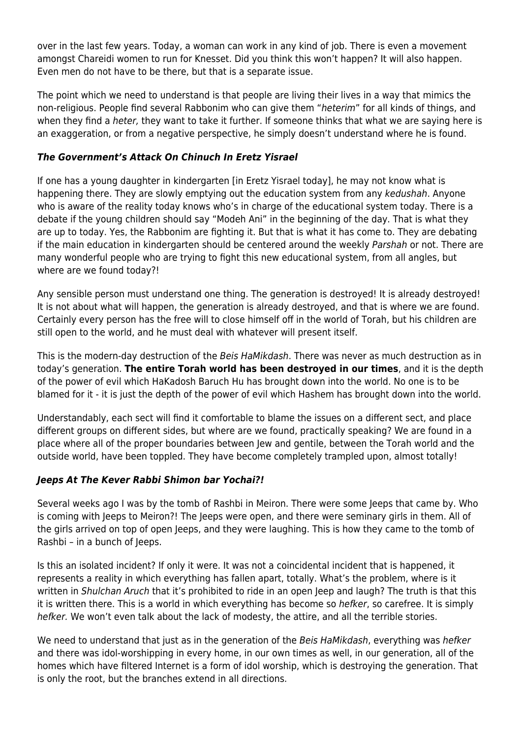over in the last few years. Today, a woman can work in any kind of job. There is even a movement amongst Chareidi women to run for Knesset. Did you think this won't happen? It will also happen. Even men do not have to be there, but that is a separate issue.

The point which we need to understand is that people are living their lives in a way that mimics the non-religious. People find several Rabbonim who can give them "*heterim*" for all kinds of things, and when they find a *heter,* they want to take it further. If someone thinks that what we are saying here is an exaggeration, or from a negative perspective, he simply doesn't understand where he is found.

### ***The Government's Attack On Chinuch In Eretz Yisrael***

If one has a young daughter in kindergarten [in Eretz Yisrael today], he may not know what is happening there. They are slowly emptying out the education system from any *kedushah*. Anyone who is aware of the reality today knows who's in charge of the educational system today. There is a debate if the young children should say "Modeh Ani" in the beginning of the day. That is what they are up to today. Yes, the Rabbonim are fighting it. But that is what it has come to. They are debating if the main education in kindergarten should be centered around the weekly *Parshah* or not. There are many wonderful people who are trying to fight this new educational system, from all angles, but where are we found today?!

Any sensible person must understand one thing. The generation is destroyed! It is already destroyed! It is not about what will happen, the generation is already destroyed, and that is where we are found. Certainly every person has the free will to close himself off in the world of Torah, but his children are still open to the world, and he must deal with whatever will present itself.

This is the modern-day destruction of the *Beis HaMikdash*. There was never as much destruction as in today's generation. **The entire Torah world has been destroyed in our times**, and it is the depth of the power of evil which HaKadosh Baruch Hu has brought down into the world. No one is to be blamed for it - it is just the depth of the power of evil which Hashem has brought down into the world.

Understandably, each sect will find it comfortable to blame the issues on a different sect, and place different groups on different sides, but where are we found, practically speaking? We are found in a place where all of the proper boundaries between Jew and gentile, between the Torah world and the outside world, have been toppled. They have become completely trampled upon, almost totally!

### ***Jeeps At The Kever Rabbi Shimon bar Yochai?!***

Several weeks ago I was by the tomb of Rashbi in Meiron. There were some Jeeps that came by. Who is coming with Jeeps to Meiron?! The Jeeps were open, and there were seminary girls in them. All of the girls arrived on top of open Jeeps, and they were laughing. This is how they came to the tomb of Rashbi – in a bunch of Jeeps.

Is this an isolated incident? If only it were. It was not a coincidental incident that is happened, it represents a reality in which everything has fallen apart, totally. What's the problem, where is it written in *Shulchan Aruch* that it's prohibited to ride in an open Jeep and laugh? The truth is that this it is written there. This is a world in which everything has become so *hefker*, so carefree. It is simply *hefker.* We won't even talk about the lack of modesty, the attire, and all the terrible stories.

We need to understand that just as in the generation of the *Beis HaMikdash*, everything was *hefker* and there was idol-worshipping in every home, in our own times as well, in our generation, all of the homes which have filtered Internet is a form of idol worship, which is destroying the generation. That is only the root, but the branches extend in all directions.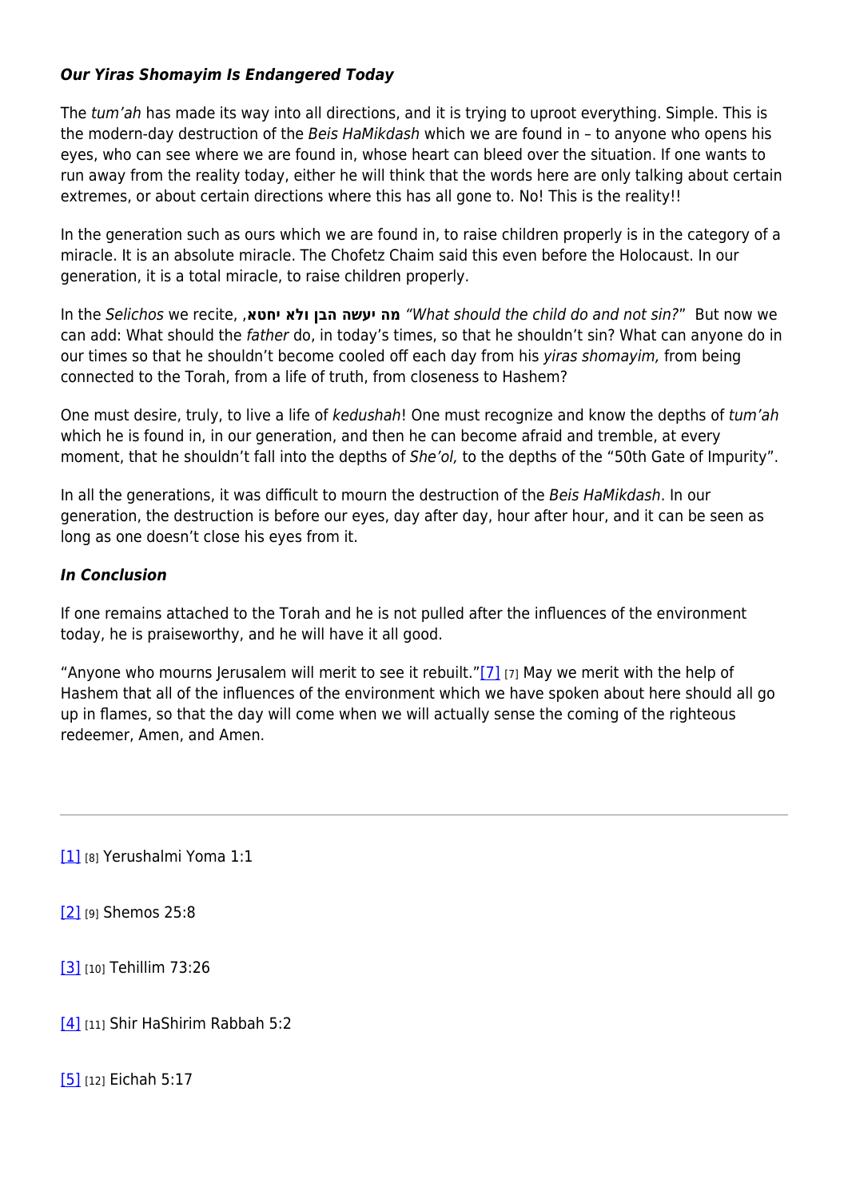### *Our Yiras Shomayim Is Endangered Today*

The *tum'ah* has made its way into all directions, and it is trying to uproot everything. Simple. This is the modern-day destruction of the *Beis HaMikdash* which we are found in – to anyone who opens his eyes, who can see where we are found in, whose heart can bleed over the situation. If one wants to run away from the reality today, either he will think that the words here are only talking about certain extremes, or about certain directions where this has all gone to. No! This is the reality!!

In the generation such as ours which we are found in, to raise children properly is in the category of a miracle. It is an absolute miracle. The Chofetz Chaim said this even before the Holocaust. In our generation, it is a total miracle, to raise children properly.

In the *Selichos* we recite, **מה יעשה הבן ולא יחטא**, *"What should the child do and not sin?"* But now we can add: What should the *father* do, in today's times, so that he shouldn't sin? What can anyone do in our times so that he shouldn't become cooled off each day from his *yiras shomayim,* from being connected to the Torah, from a life of truth, from closeness to Hashem?

One must desire, truly, to live a life of *kedushah*! One must recognize and know the depths of *tum'ah* which he is found in, in our generation, and then he can become afraid and tremble, at every moment, that he shouldn't fall into the depths of *She'ol,* to the depths of the "50th Gate of Impurity".

In all the generations, it was difficult to mourn the destruction of the *Beis HaMikdash*. In our generation, the destruction is before our eyes, day after day, hour after hour, and it can be seen as long as one doesn't close his eyes from it.

### *In Conclusion*

If one remains attached to the Torah and he is not pulled after the influences of the environment today, he is praiseworthy, and he will have it all good.

"Anyone who mourns Jerusalem will merit to see it rebuilt."[7] [7] May we merit with the help of Hashem that all of the influences of the environment which we have spoken about here should all go up in flames, so that the day will come when we will actually sense the coming of the righteous redeemer, Amen, and Amen.

---

[1] [8] Yerushalmi Yoma 1:1

[2] [9] Shemos 25:8

[3] [10] Tehillim 73:26

[4] [11] Shir HaShirim Rabbah 5:2

[5] [12] Eichah 5:17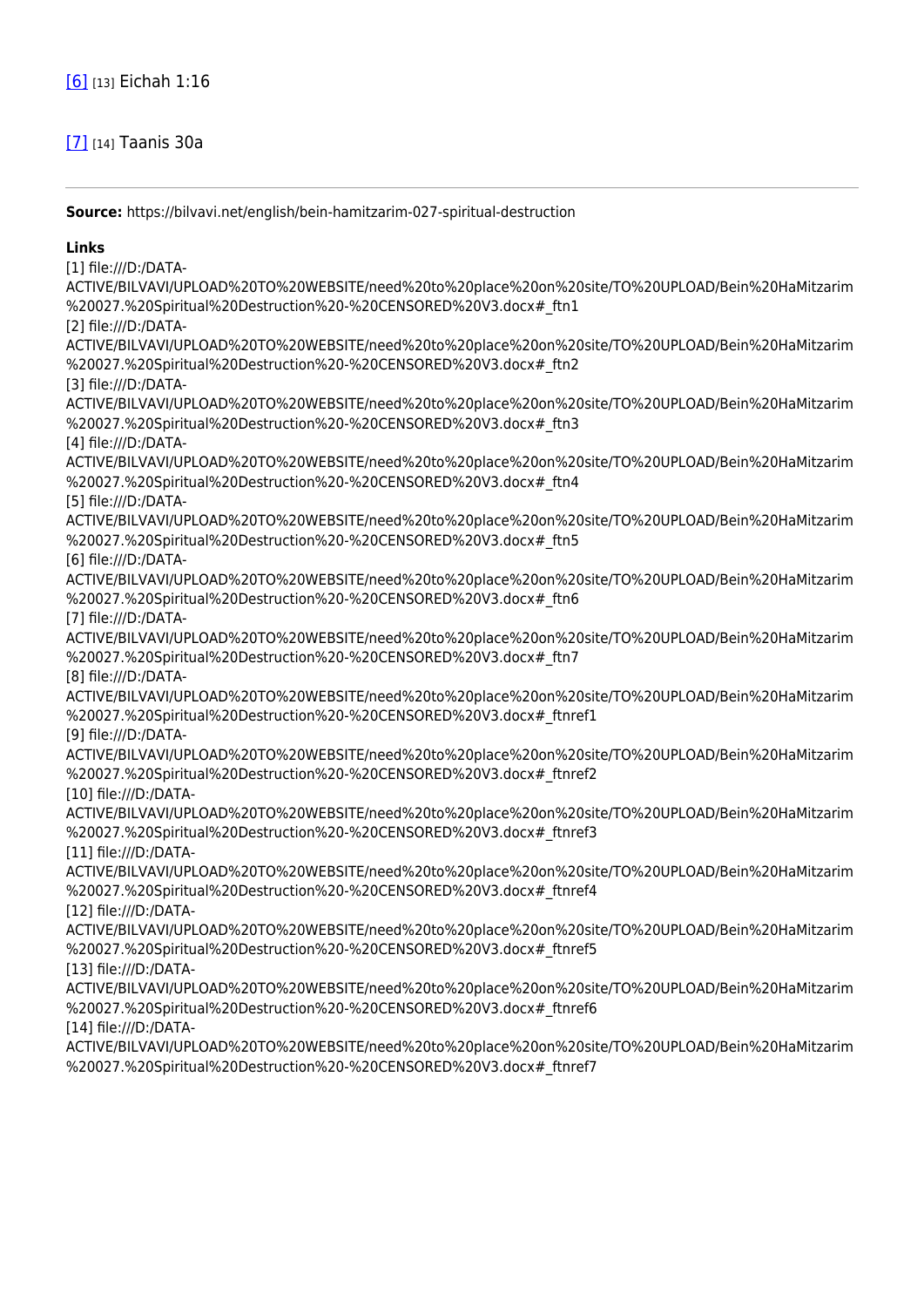[6] [13] Eichah 1:16

[7] [14] Taanis 30a

---

**Source:** https://bilvavi.net/english/bein-hamitzarim-027-spiritual-destruction

**Links**
[1] file:///D:/DATA-ACTIVE/BILVAVI/UPLOAD%20TO%20WEBSITE/need%20to%20place%20on%20site/TO%20UPLOAD/Bein%20HaMitzarim%20027.%20Spiritual%20Destruction%20-%20CENSORED%20V3.docx#_ftn1
[2] file:///D:/DATA-ACTIVE/BILVAVI/UPLOAD%20TO%20WEBSITE/need%20to%20place%20on%20site/TO%20UPLOAD/Bein%20HaMitzarim%20027.%20Spiritual%20Destruction%20-%20CENSORED%20V3.docx#_ftn2
[3] file:///D:/DATA-ACTIVE/BILVAVI/UPLOAD%20TO%20WEBSITE/need%20to%20place%20on%20site/TO%20UPLOAD/Bein%20HaMitzarim%20027.%20Spiritual%20Destruction%20-%20CENSORED%20V3.docx#_ftn3
[4] file:///D:/DATA-ACTIVE/BILVAVI/UPLOAD%20TO%20WEBSITE/need%20to%20place%20on%20site/TO%20UPLOAD/Bein%20HaMitzarim%20027.%20Spiritual%20Destruction%20-%20CENSORED%20V3.docx#_ftn4
[5] file:///D:/DATA-ACTIVE/BILVAVI/UPLOAD%20TO%20WEBSITE/need%20to%20place%20on%20site/TO%20UPLOAD/Bein%20HaMitzarim%20027.%20Spiritual%20Destruction%20-%20CENSORED%20V3.docx#_ftn5
[6] file:///D:/DATA-ACTIVE/BILVAVI/UPLOAD%20TO%20WEBSITE/need%20to%20place%20on%20site/TO%20UPLOAD/Bein%20HaMitzarim%20027.%20Spiritual%20Destruction%20-%20CENSORED%20V3.docx#_ftn6
[7] file:///D:/DATA-ACTIVE/BILVAVI/UPLOAD%20TO%20WEBSITE/need%20to%20place%20on%20site/TO%20UPLOAD/Bein%20HaMitzarim%20027.%20Spiritual%20Destruction%20-%20CENSORED%20V3.docx#_ftn7
[8] file:///D:/DATA-ACTIVE/BILVAVI/UPLOAD%20TO%20WEBSITE/need%20to%20place%20on%20site/TO%20UPLOAD/Bein%20HaMitzarim%20027.%20Spiritual%20Destruction%20-%20CENSORED%20V3.docx#_ftnref1
[9] file:///D:/DATA-ACTIVE/BILVAVI/UPLOAD%20TO%20WEBSITE/need%20to%20place%20on%20site/TO%20UPLOAD/Bein%20HaMitzarim%20027.%20Spiritual%20Destruction%20-%20CENSORED%20V3.docx#_ftnref2
[10] file:///D:/DATA-ACTIVE/BILVAVI/UPLOAD%20TO%20WEBSITE/need%20to%20place%20on%20site/TO%20UPLOAD/Bein%20HaMitzarim%20027.%20Spiritual%20Destruction%20-%20CENSORED%20V3.docx#_ftnref3
[11] file:///D:/DATA-ACTIVE/BILVAVI/UPLOAD%20TO%20WEBSITE/need%20to%20place%20on%20site/TO%20UPLOAD/Bein%20HaMitzarim%20027.%20Spiritual%20Destruction%20-%20CENSORED%20V3.docx#_ftnref4
[12] file:///D:/DATA-ACTIVE/BILVAVI/UPLOAD%20TO%20WEBSITE/need%20to%20place%20on%20site/TO%20UPLOAD/Bein%20HaMitzarim%20027.%20Spiritual%20Destruction%20-%20CENSORED%20V3.docx#_ftnref5
[13] file:///D:/DATA-ACTIVE/BILVAVI/UPLOAD%20TO%20WEBSITE/need%20to%20place%20on%20site/TO%20UPLOAD/Bein%20HaMitzarim%20027.%20Spiritual%20Destruction%20-%20CENSORED%20V3.docx#_ftnref6
[14] file:///D:/DATA-ACTIVE/BILVAVI/UPLOAD%20TO%20WEBSITE/need%20to%20place%20on%20site/TO%20UPLOAD/Bein%20HaMitzarim%20027.%20Spiritual%20Destruction%20-%20CENSORED%20V3.docx#_ftnref7